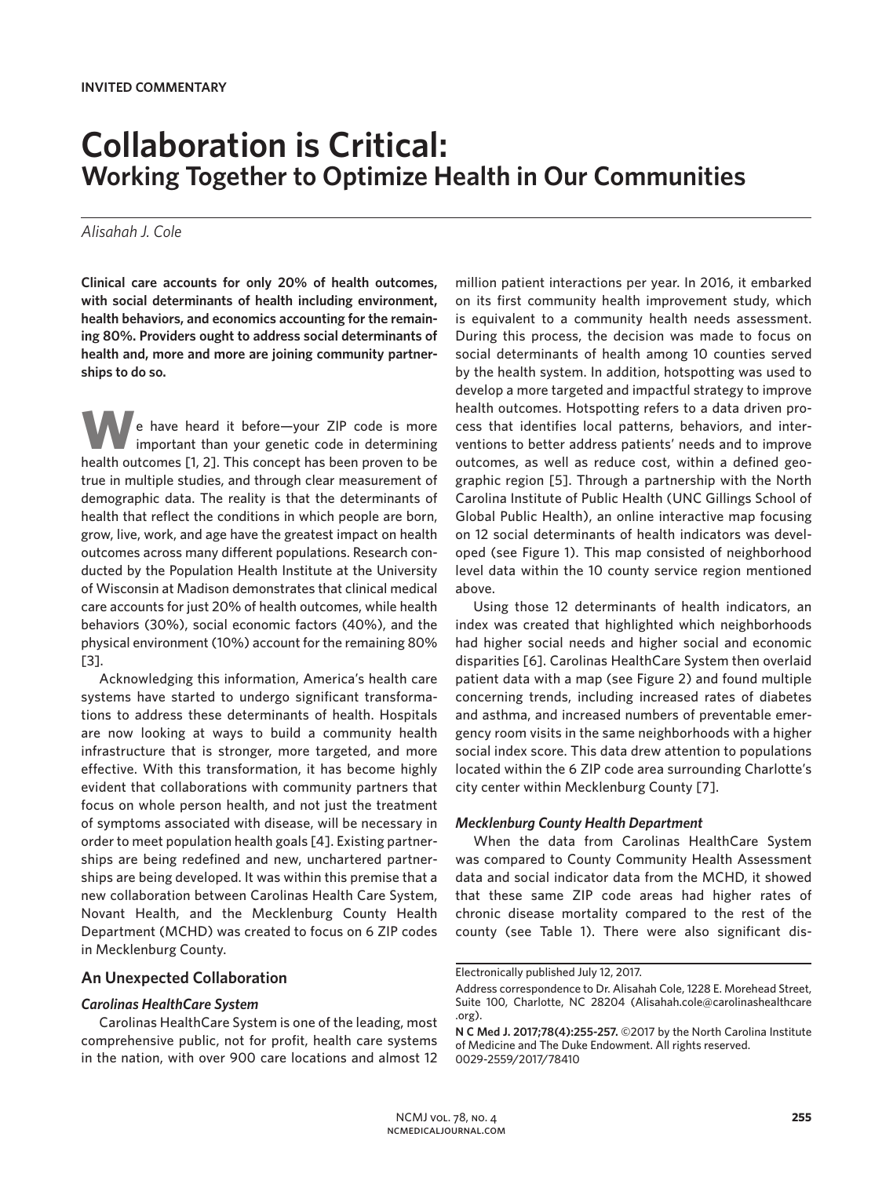**INVITED COMMENTARY**

# Collaboration is Critical:
## Working Together to Optimize Health in Our Communities

*Alisahah J. Cole*

**Clinical care accounts for only 20% of health outcomes, with social determinants of health including environment, health behaviors, and economics accounting for the remaining 80%. Providers ought to address social determinants of health and, more and more are joining community partnerships to do so.**

We have heard it before—your ZIP code is more important than your genetic code in determining health outcomes [1, 2]. This concept has been proven to be true in multiple studies, and through clear measurement of demographic data. The reality is that the determinants of health that reflect the conditions in which people are born, grow, live, work, and age have the greatest impact on health outcomes across many different populations. Research conducted by the Population Health Institute at the University of Wisconsin at Madison demonstrates that clinical medical care accounts for just 20% of health outcomes, while health behaviors (30%), social economic factors (40%), and the physical environment (10%) account for the remaining 80% [3].

Acknowledging this information, America's health care systems have started to undergo significant transformations to address these determinants of health. Hospitals are now looking at ways to build a community health infrastructure that is stronger, more targeted, and more effective. With this transformation, it has become highly evident that collaborations with community partners that focus on whole person health, and not just the treatment of symptoms associated with disease, will be necessary in order to meet population health goals [4]. Existing partnerships are being redefined and new, unchartered partnerships are being developed. It was within this premise that a new collaboration between Carolinas Health Care System, Novant Health, and the Mecklenburg County Health Department (MCHD) was created to focus on 6 ZIP codes in Mecklenburg County.

## An Unexpected Collaboration

### *Carolinas HealthCare System*

Carolinas HealthCare System is one of the leading, most comprehensive public, not for profit, health care systems in the nation, with over 900 care locations and almost 12 million patient interactions per year. In 2016, it embarked on its first community health improvement study, which is equivalent to a community health needs assessment. During this process, the decision was made to focus on social determinants of health among 10 counties served by the health system. In addition, hotspotting was used to develop a more targeted and impactful strategy to improve health outcomes. Hotspotting refers to a data driven process that identifies local patterns, behaviors, and interventions to better address patients' needs and to improve outcomes, as well as reduce cost, within a defined geographic region [5]. Through a partnership with the North Carolina Institute of Public Health (UNC Gillings School of Global Public Health), an online interactive map focusing on 12 social determinants of health indicators was developed (see Figure 1). This map consisted of neighborhood level data within the 10 county service region mentioned above.

Using those 12 determinants of health indicators, an index was created that highlighted which neighborhoods had higher social needs and higher social and economic disparities [6]. Carolinas HealthCare System then overlaid patient data with a map (see Figure 2) and found multiple concerning trends, including increased rates of diabetes and asthma, and increased numbers of preventable emergency room visits in the same neighborhoods with a higher social index score. This data drew attention to populations located within the 6 ZIP code area surrounding Charlotte's city center within Mecklenburg County [7].

### *Mecklenburg County Health Department*

When the data from Carolinas HealthCare System was compared to County Community Health Assessment data and social indicator data from the MCHD, it showed that these same ZIP code areas had higher rates of chronic disease mortality compared to the rest of the county (see Table 1). There were also significant dis-

---

Electronically published July 12, 2017.

Address correspondence to Dr. Alisahah Cole, 1228 E. Morehead Street, Suite 100, Charlotte, NC 28204 (Alisahah.cole@carolinashealthcare.org).

**N C Med J. 2017;78(4):255-257.** ©2017 by the North Carolina Institute of Medicine and The Duke Endowment. All rights reserved. 0029-2559/2017/78410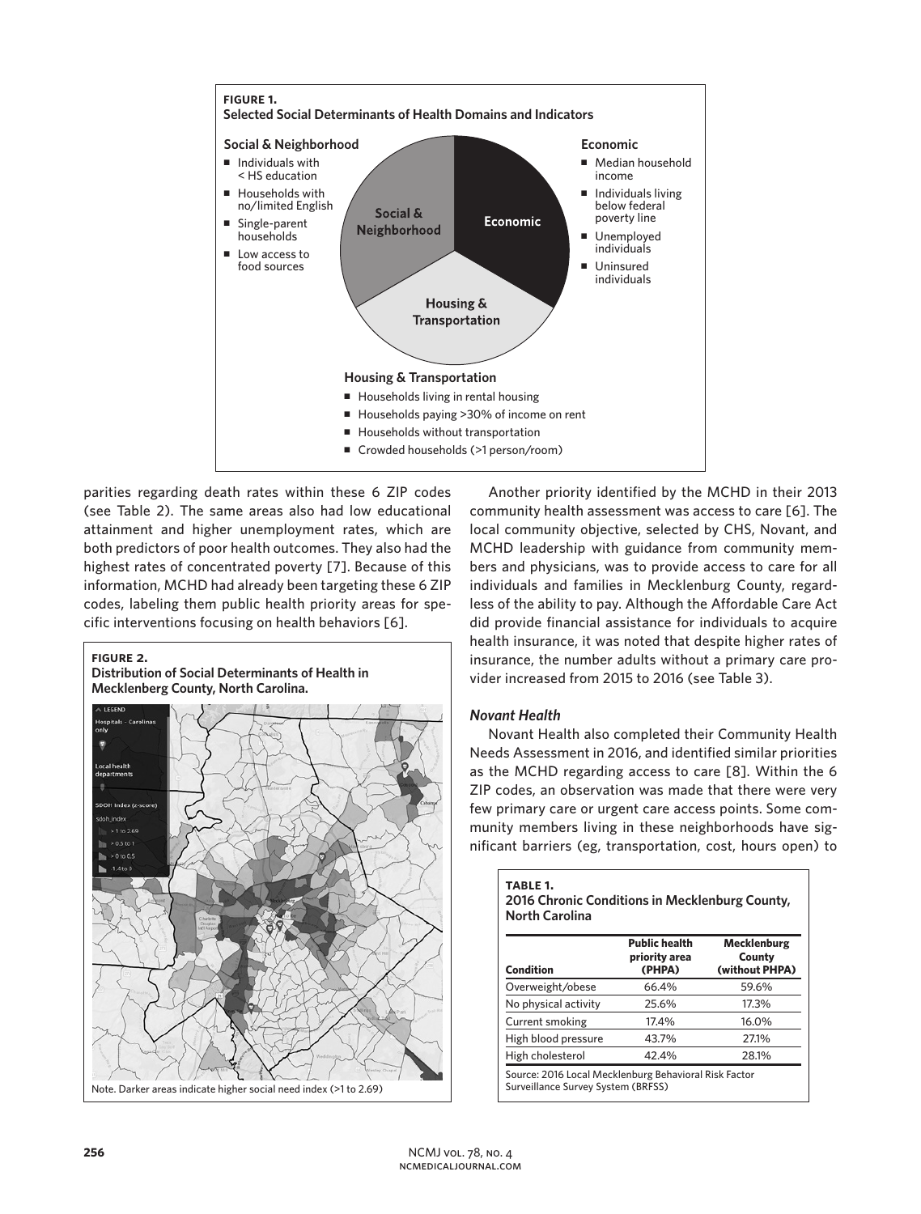**FIGURE 1.**
**Selected Social Determinants of Health Domains and Indicators**

**Social & Neighborhood**
- Individuals with < HS education
- Households with no/limited English
- Single-parent households
- Low access to food sources

**Economic**
- Median household income
- Individuals living below federal poverty line
- Unemployed individuals
- Uninsured individuals

**Housing & Transportation**
- Households living in rental housing
- Households paying >30% of income on rent
- Households without transportation
- Crowded households (>1 person/room)

parities regarding death rates within these 6 ZIP codes (see Table 2). The same areas also had low educational attainment and higher unemployment rates, which are both predictors of poor health outcomes. They also had the highest rates of concentrated poverty [7]. Because of this information, MCHD had already been targeting these 6 ZIP codes, labeling them public health priority areas for specific interventions focusing on health behaviors [6].

**FIGURE 2.**
**Distribution of Social Determinants of Health in Mecklenberg County, North Carolina.**

Note. Darker areas indicate higher social need index (>1 to 2.69)

Another priority identified by the MCHD in their 2013 community health assessment was access to care [6]. The local community objective, selected by CHS, Novant, and MCHD leadership with guidance from community members and physicians, was to provide access to care for all individuals and families in Mecklenburg County, regardless of the ability to pay. Although the Affordable Care Act did provide financial assistance for individuals to acquire health insurance, it was noted that despite higher rates of insurance, the number adults without a primary care provider increased from 2015 to 2016 (see Table 3).

### *Novant Health*

Novant Health also completed their Community Health Needs Assessment in 2016, and identified similar priorities as the MCHD regarding access to care [8]. Within the 6 ZIP codes, an observation was made that there were very few primary care or urgent care access points. Some community members living in these neighborhoods have significant barriers (eg, transportation, cost, hours open) to

**TABLE 1.**
**2016 Chronic Conditions in Mecklenburg County, North Carolina**

| Condition | Public health priority area (PHPA) | Mecklenburg County (without PHPA) |
|---|---|---|
| Overweight/obese | 66.4% | 59.6% |
| No physical activity | 25.6% | 17.3% |
| Current smoking | 17.4% | 16.0% |
| High blood pressure | 43.7% | 27.1% |
| High cholesterol | 42.4% | 28.1% |

Source: 2016 Local Mecklenburg Behavioral Risk Factor Surveillance Survey System (BRFSS)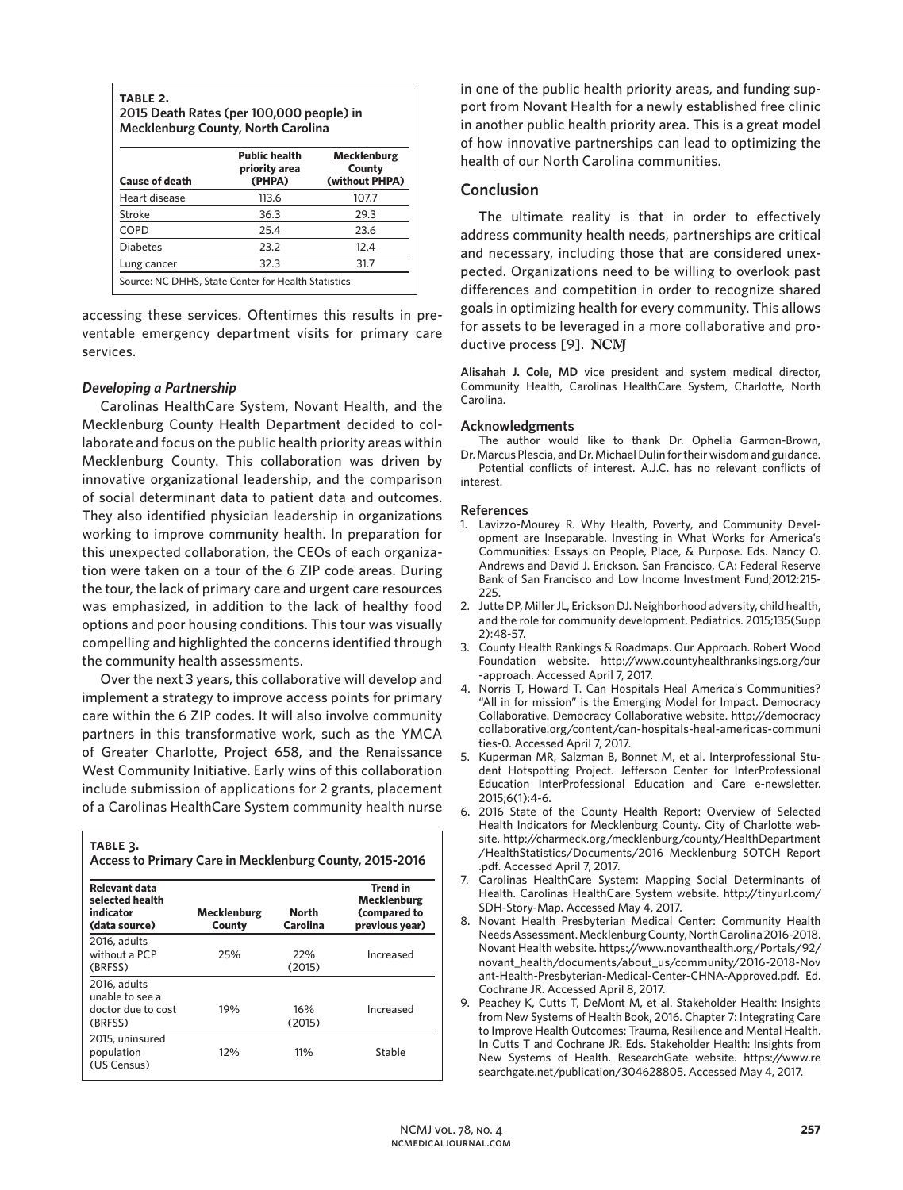**TABLE 2.**
**2015 Death Rates (per 100,000 people) in Mecklenburg County, North Carolina**

| Cause of death | Public health priority area (PHPA) | Mecklenburg County (without PHPA) |
|---|---|---|
| Heart disease | 113.6 | 107.7 |
| Stroke | 36.3 | 29.3 |
| COPD | 25.4 | 23.6 |
| Diabetes | 23.2 | 12.4 |
| Lung cancer | 32.3 | 31.7 |

Source: NC DHHS, State Center for Health Statistics

accessing these services. Oftentimes this results in preventable emergency department visits for primary care services.

### *Developing a Partnership*

Carolinas HealthCare System, Novant Health, and the Mecklenburg County Health Department decided to collaborate and focus on the public health priority areas within Mecklenburg County. This collaboration was driven by innovative organizational leadership, and the comparison of social determinant data to patient data and outcomes. They also identified physician leadership in organizations working to improve community health. In preparation for this unexpected collaboration, the CEOs of each organization were taken on a tour of the 6 ZIP code areas. During the tour, the lack of primary care and urgent care resources was emphasized, in addition to the lack of healthy food options and poor housing conditions. This tour was visually compelling and highlighted the concerns identified through the community health assessments.

Over the next 3 years, this collaborative will develop and implement a strategy to improve access points for primary care within the 6 ZIP codes. It will also involve community partners in this transformative work, such as the YMCA of Greater Charlotte, Project 658, and the Renaissance West Community Initiative. Early wins of this collaboration include submission of applications for 2 grants, placement of a Carolinas HealthCare System community health nurse in one of the public health priority areas, and funding support from Novant Health for a newly established free clinic in another public health priority area. This is a great model of how innovative partnerships can lead to optimizing the health of our North Carolina communities.

**TABLE 3.**
**Access to Primary Care in Mecklenburg County, 2015-2016**

| Relevant data selected health indicator (data source) | Mecklenburg County | North Carolina | Trend in Mecklenburg (compared to previous year) |
|---|---|---|---|
| 2016, adults without a PCP (BRFSS) | 25% | 22% (2015) | Increased |
| 2016, adults unable to see a doctor due to cost (BRFSS) | 19% | 16% (2015) | Increased |
| 2015, uninsured population (US Census) | 12% | 11% | Stable |

## Conclusion

The ultimate reality is that in order to effectively address community health needs, partnerships are critical and necessary, including those that are considered unexpected. Organizations need to be willing to overlook past differences and competition in order to recognize shared goals in optimizing health for every community. This allows for assets to be leveraged in a more collaborative and productive process [9]. NCMJ

**Alisahah J. Cole, MD** vice president and system medical director, Community Health, Carolinas HealthCare System, Charlotte, North Carolina.

### Acknowledgments

The author would like to thank Dr. Ophelia Garmon-Brown, Dr. Marcus Plescia, and Dr. Michael Dulin for their wisdom and guidance.

Potential conflicts of interest. A.J.C. has no relevant conflicts of interest.

### References

1. Lavizzo-Mourey R. Why Health, Poverty, and Community Development are Inseparable. Investing in What Works for America's Communities: Essays on People, Place, & Purpose. Eds. Nancy O. Andrews and David J. Erickson. San Francisco, CA: Federal Reserve Bank of San Francisco and Low Income Investment Fund;2012:215-225.
2. Jutte DP, Miller JL, Erickson DJ. Neighborhood adversity, child health, and the role for community development. Pediatrics. 2015;135(Supp 2):48-57.
3. County Health Rankings & Roadmaps. Our Approach. Robert Wood Foundation website. http://www.countyhealthranksings.org/our-approach. Accessed April 7, 2017.
4. Norris T, Howard T. Can Hospitals Heal America's Communities? "All in for mission" is the Emerging Model for Impact. Democracy Collaborative. Democracy Collaborative website. http://democracycollaborative.org/content/can-hospitals-heal-americas-communities-0. Accessed April 7, 2017.
5. Kuperman MR, Salzman B, Bonnet M, et al. Interprofessional Student Hotspotting Project. Jefferson Center for InterProfessional Education InterProfessional Education and Care e-newsletter. 2015;6(1):4-6.
6. 2016 State of the County Health Report: Overview of Selected Health Indicators for Mecklenburg County. City of Charlotte website. http://charmeck.org/mecklenburg/county/HealthDepartment/HealthStatistics/Documents/2016 Mecklenburg SOTCH Report.pdf. Accessed April 7, 2017.
7. Carolinas HealthCare System: Mapping Social Determinants of Health. Carolinas HealthCare System website. http://tinyurl.com/SDH-Story-Map. Accessed May 4, 2017.
8. Novant Health Presbyterian Medical Center: Community Health Needs Assessment. Mecklenburg County, North Carolina 2016-2018. Novant Health website. https://www.novanthealth.org/Portals/92/novant_health/documents/about_us/community/2016-2018-Novant-Health-Presbyterian-Medical-Center-CHNA-Approved.pdf. Ed. Cochrane JR. Accessed April 8, 2017.
9. Peachey K, Cutts T, DeMont M, et al. Stakeholder Health: Insights from New Systems of Health Book, 2016. Chapter 7: Integrating Care to Improve Health Outcomes: Trauma, Resilience and Mental Health. In Cutts T and Cochrane JR. Eds. Stakeholder Health: Insights from New Systems of Health. ResearchGate website. https://www.researchgate.net/publication/304628805. Accessed May 4, 2017.